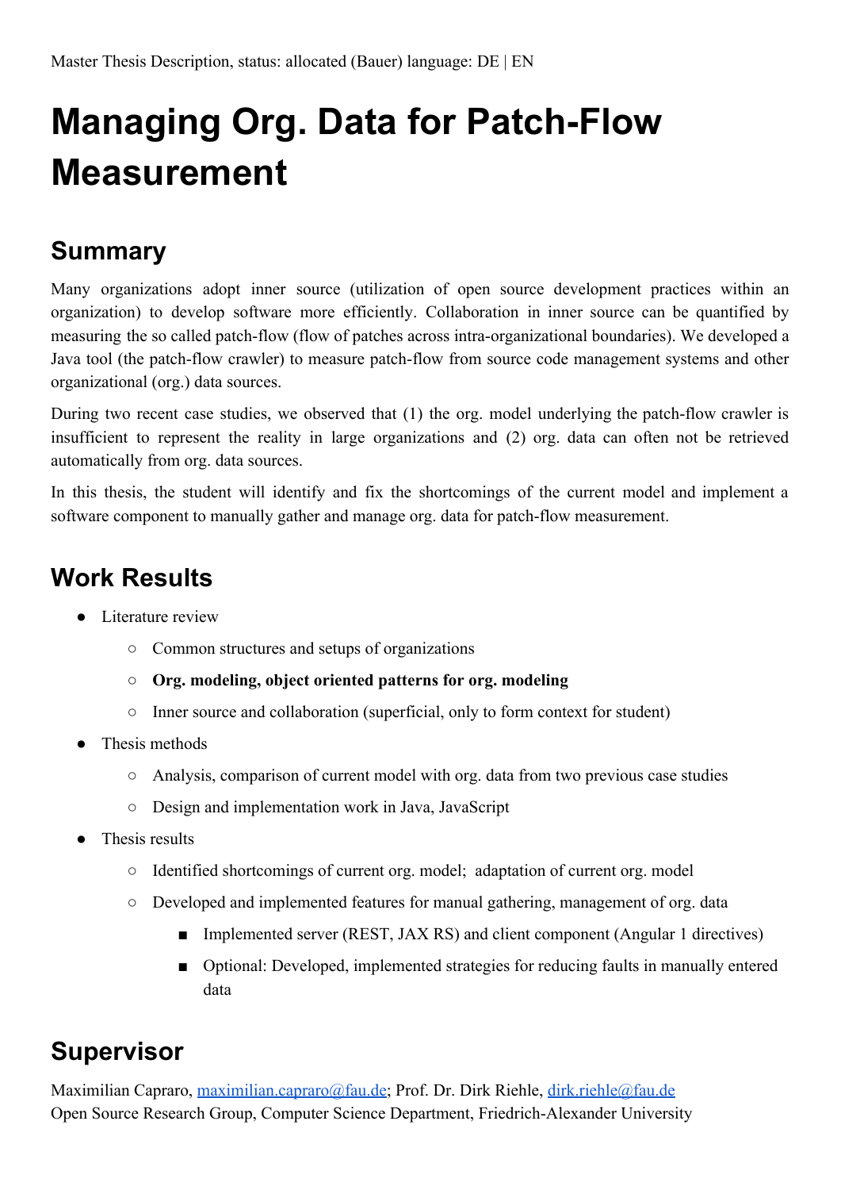Master Thesis Description, status: allocated (Bauer) language: DE | EN

# Managing Org. Data for Patch-Flow Measurement

## Summary

Many organizations adopt inner source (utilization of open source development practices within an organization) to develop software more efficiently. Collaboration in inner source can be quantified by measuring the so called patch-flow (flow of patches across intra-organizational boundaries). We developed a Java tool (the patch-flow crawler) to measure patch-flow from source code management systems and other organizational (org.) data sources.

During two recent case studies, we observed that (1) the org. model underlying the patch-flow crawler is insufficient to represent the reality in large organizations and (2) org. data can often not be retrieved automatically from org. data sources.

In this thesis, the student will identify and fix the shortcomings of the current model and implement a software component to manually gather and manage org. data for patch-flow measurement.

## Work Results

- Literature review
  - Common structures and setups of organizations
  - **Org. modeling, object oriented patterns for org. modeling**
  - Inner source and collaboration (superficial, only to form context for student)
- Thesis methods
  - Analysis, comparison of current model with org. data from two previous case studies
  - Design and implementation work in Java, JavaScript
- Thesis results
  - Identified shortcomings of current org. model; adaptation of current org. model
  - Developed and implemented features for manual gathering, management of org. data
    - Implemented server (REST, JAX RS) and client component (Angular 1 directives)
    - Optional: Developed, implemented strategies for reducing faults in manually entered data

## Supervisor

Maximilian Capraro, maximilian.capraro@fau.de; Prof. Dr. Dirk Riehle, dirk.riehle@fau.de
Open Source Research Group, Computer Science Department, Friedrich-Alexander University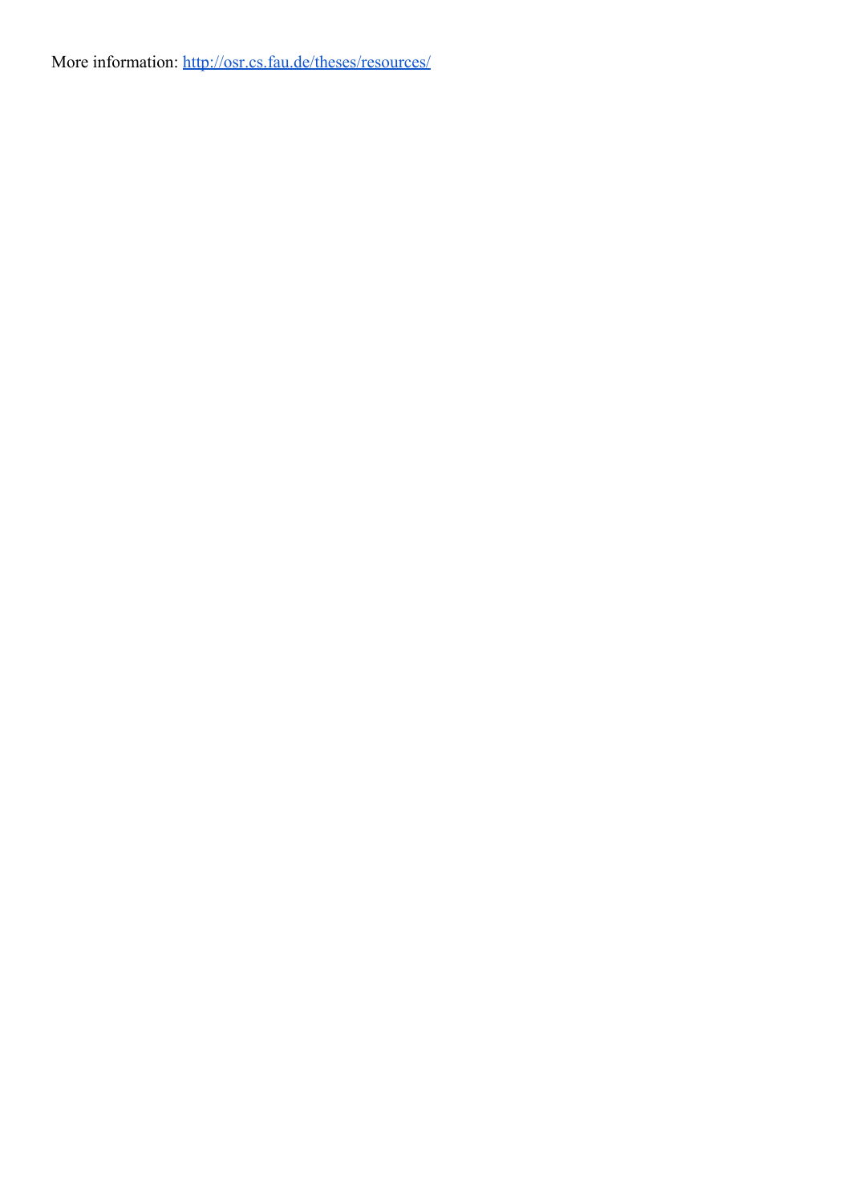More information: [http://osr.cs.fau.de/theses/resources/](http://osr.cs.fau.de/theses/resources/)